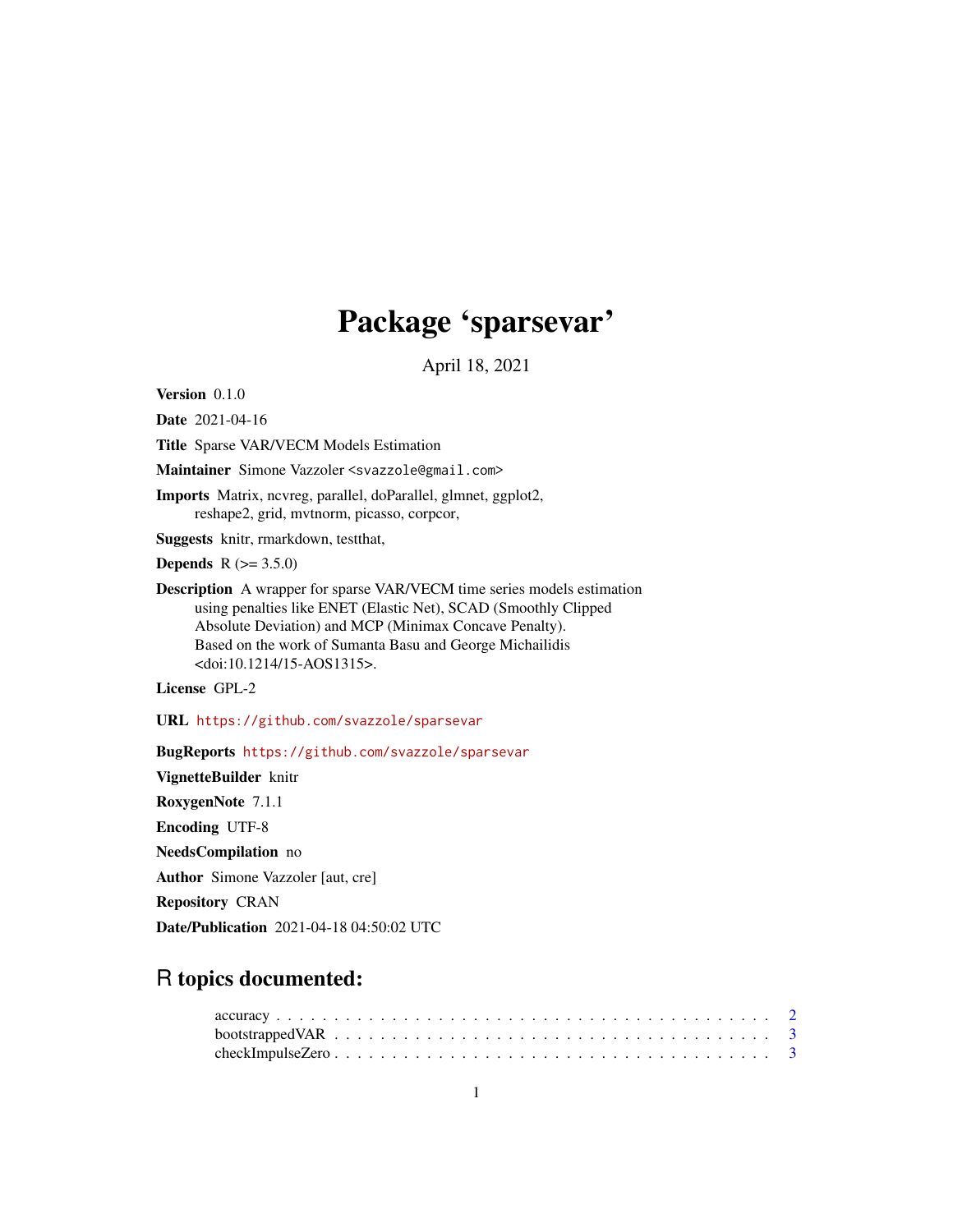# Package 'sparsevar'

April 18, 2021

**Version** 0.1.0

**Date** 2021-04-16

**Title** Sparse VAR/VECM Models Estimation

**Maintainer** Simone Vazzoler <svazzole@gmail.com>

**Imports** Matrix, ncvreg, parallel, doParallel, glmnet, ggplot2, reshape2, grid, mvtnorm, picasso, corpcor,

**Suggests** knitr, rmarkdown, testthat,

**Depends** R (>= 3.5.0)

**Description** A wrapper for sparse VAR/VECM time series models estimation using penalties like ENET (Elastic Net), SCAD (Smoothly Clipped Absolute Deviation) and MCP (Minimax Concave Penalty). Based on the work of Sumanta Basu and George Michailidis <doi:10.1214/15-AOS1315>.

**License** GPL-2

**URL** https://github.com/svazzole/sparsevar

**BugReports** https://github.com/svazzole/sparsevar

**VignetteBuilder** knitr

**RoxygenNote** 7.1.1

**Encoding** UTF-8

**NeedsCompilation** no

**Author** Simone Vazzoler [aut, cre]

**Repository** CRAN

**Date/Publication** 2021-04-18 04:50:02 UTC

## R topics documented:

- accuracy . . . . . . . . . . . . . . . . . . . . . . . . . . . . . . . . . . . . . . . . . . 2
- bootstrappedVAR . . . . . . . . . . . . . . . . . . . . . . . . . . . . . . . . . . . . . . 3
- checkImpulseZero . . . . . . . . . . . . . . . . . . . . . . . . . . . . . . . . . . . . . . 3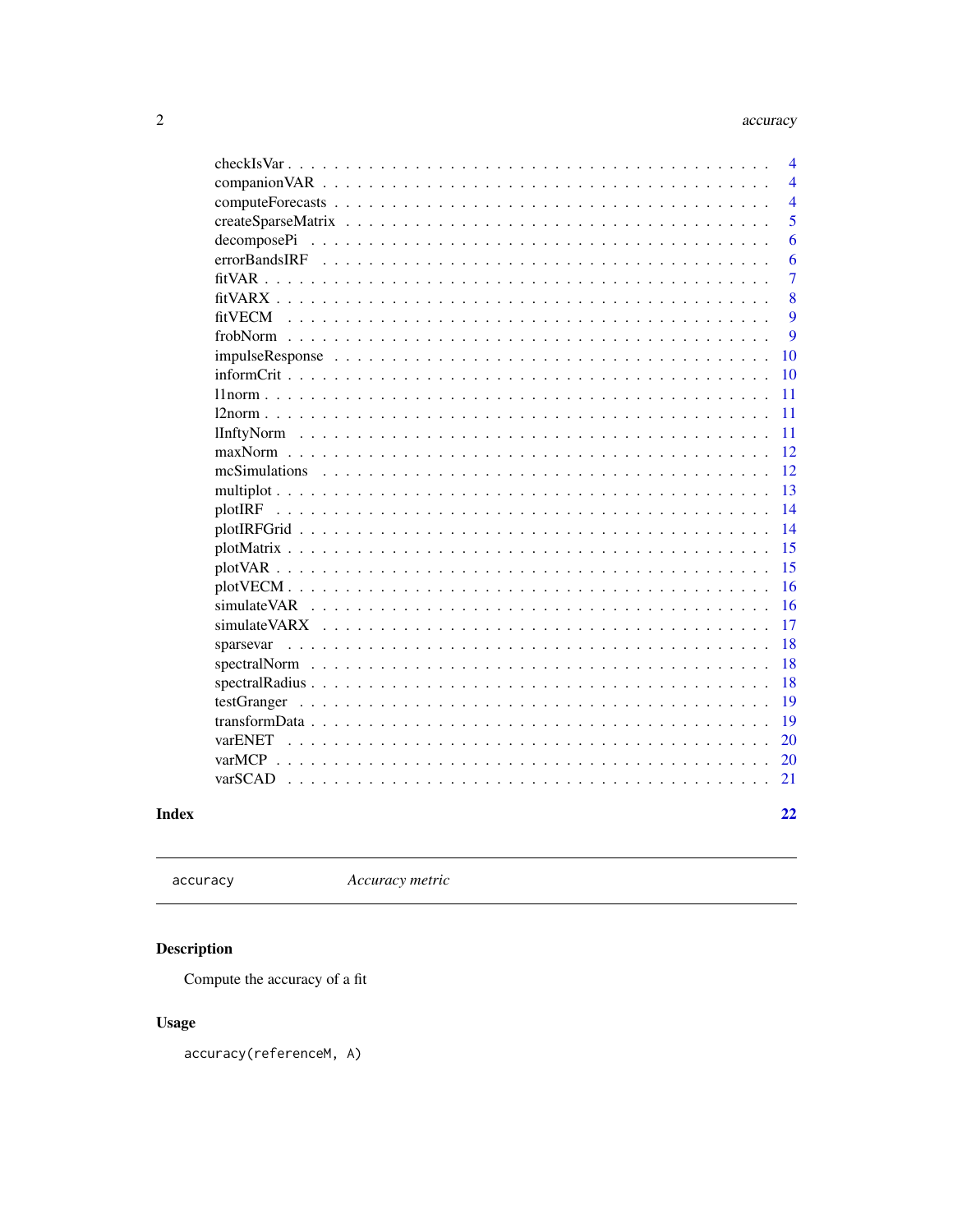| | |
|---|---|
| checkIsVar | 4 |
| companionVAR | 4 |
| computeForecasts | 4 |
| createSparseMatrix | 5 |
| decomposePi | 6 |
| errorBandsIRF | 6 |
| fitVAR | 7 |
| fitVARX | 8 |
| fitVECM | 9 |
| frobNorm | 9 |
| impulseResponse | 10 |
| informCrit | 10 |
| l1norm | 11 |
| l2norm | 11 |
| lInftyNorm | 11 |
| maxNorm | 12 |
| mcSimulations | 12 |
| multiplot | 13 |
| plotIRF | 14 |
| plotIRFGrid | 14 |
| plotMatrix | 15 |
| plotVAR | 15 |
| plotVECM | 16 |
| simulateVAR | 16 |
| simulateVARX | 17 |
| sparsevar | 18 |
| spectralNorm | 18 |
| spectralRadius | 18 |
| testGranger | 19 |
| transformData | 19 |
| varENET | 20 |
| varMCP | 20 |
| varSCAD | 21 |

**Index** **22**

---

`accuracy` *Accuracy metric*

---

## Description

Compute the accuracy of a fit

## Usage

```
accuracy(referenceM, A)
```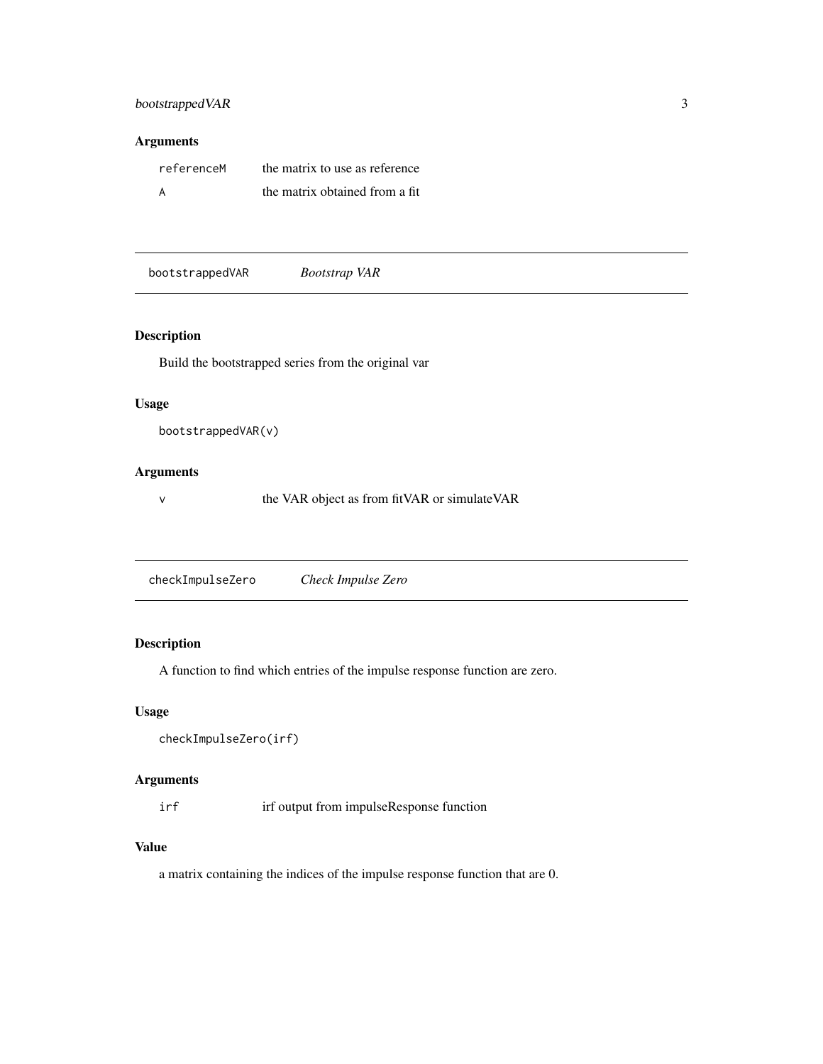## Arguments

| | |
|---|---|
| `referenceM` | the matrix to use as reference |
| `A` | the matrix obtained from a fit |

---

## `bootstrappedVAR` *Bootstrap VAR*

### Description

Build the bootstrapped series from the original var

### Usage

```
bootstrappedVAR(v)
```

### Arguments

| | |
|---|---|
| `v` | the VAR object as from fitVAR or simulateVAR |

---

## `checkImpulseZero` *Check Impulse Zero*

### Description

A function to find which entries of the impulse response function are zero.

### Usage

```
checkImpulseZero(irf)
```

### Arguments

| | |
|---|---|
| `irf` | irf output from impulseResponse function |

### Value

a matrix containing the indices of the impulse response function that are 0.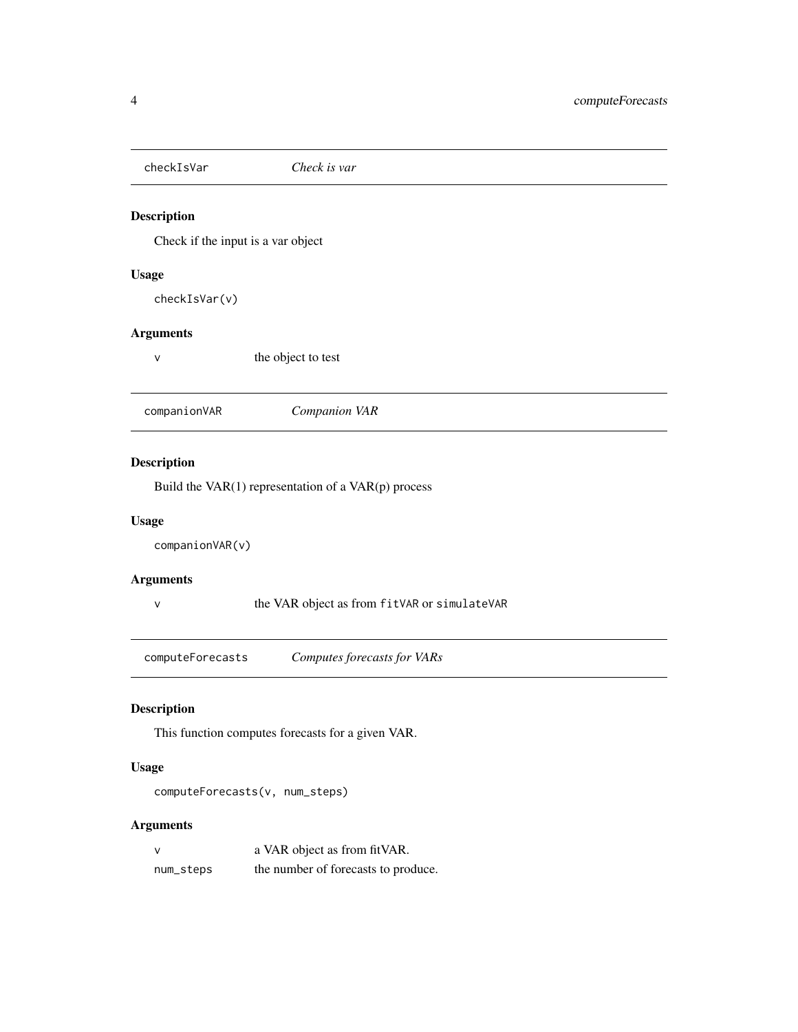## checkIsVar — *Check is var*

### Description

Check if the input is a var object

### Usage

```
checkIsVar(v)
```

### Arguments

| | |
|---|---|
| v | the object to test |

## companionVAR — *Companion VAR*

### Description

Build the VAR(1) representation of a VAR(p) process

### Usage

```
companionVAR(v)
```

### Arguments

| | |
|---|---|
| v | the VAR object as from `fitVAR` or `simulateVAR` |

## computeForecasts — *Computes forecasts for VARs*

### Description

This function computes forecasts for a given VAR.

### Usage

```
computeForecasts(v, num_steps)
```

### Arguments

| | |
|---|---|
| v | a VAR object as from fitVAR. |
| num_steps | the number of forecasts to produce. |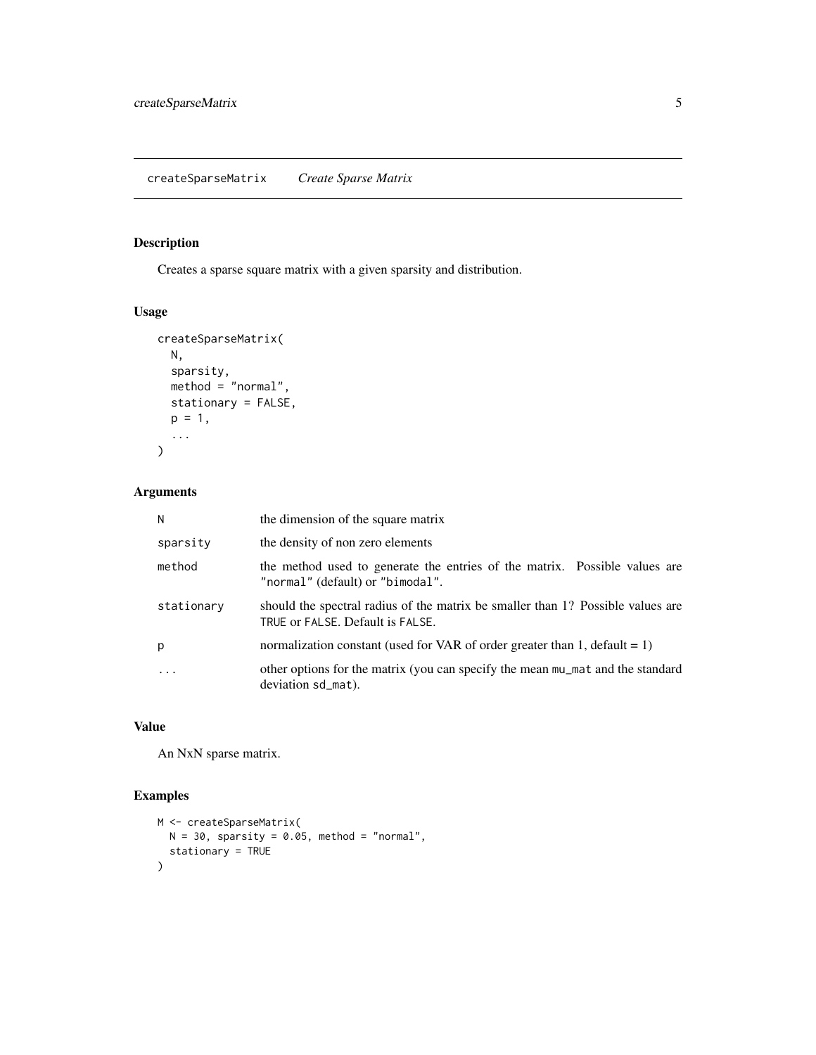## createSparseMatrix *Create Sparse Matrix*

### Description

Creates a sparse square matrix with a given sparsity and distribution.

### Usage

```
createSparseMatrix(
  N,
  sparsity,
  method = "normal",
  stationary = FALSE,
  p = 1,
  ...
)
```

### Arguments

| | |
|---|---|
| N | the dimension of the square matrix |
| sparsity | the density of non zero elements |
| method | the method used to generate the entries of the matrix. Possible values are "normal" (default) or "bimodal". |
| stationary | should the spectral radius of the matrix be smaller than 1? Possible values are TRUE or FALSE. Default is FALSE. |
| p | normalization constant (used for VAR of order greater than 1, default = 1) |
| ... | other options for the matrix (you can specify the mean mu_mat and the standard deviation sd_mat). |

### Value

An NxN sparse matrix.

### Examples

```
M <- createSparseMatrix(
  N = 30, sparsity = 0.05, method = "normal",
  stationary = TRUE
)
```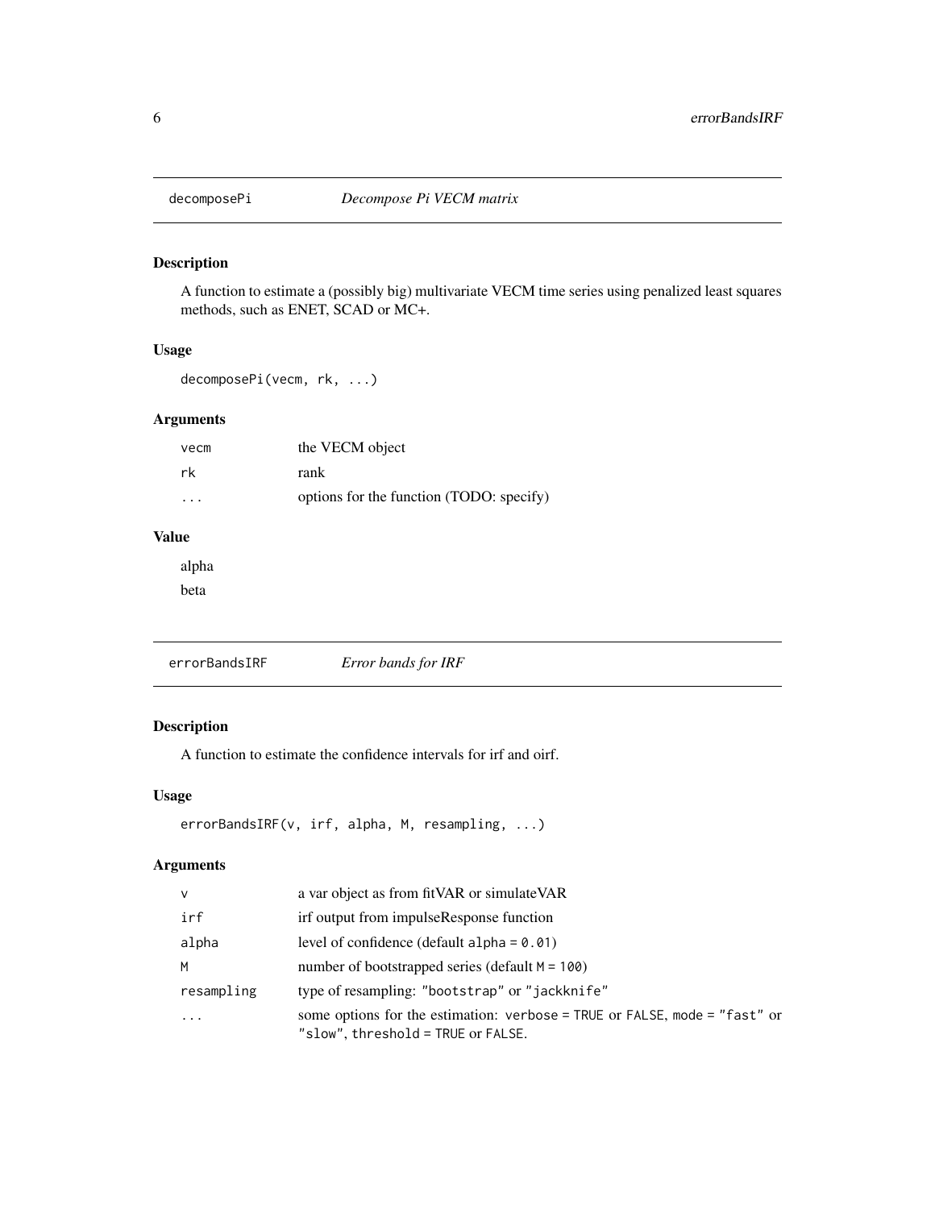## decomposePi — *Decompose Pi VECM matrix*

### Description

A function to estimate a (possibly big) multivariate VECM time series using penalized least squares methods, such as ENET, SCAD or MC+.

### Usage

```
decomposePi(vecm, rk, ...)
```

### Arguments

| | |
|---|---|
| `vecm` | the VECM object |
| `rk` | rank |
| `...` | options for the function (TODO: specify) |

### Value

alpha

beta

## errorBandsIRF — *Error bands for IRF*

### Description

A function to estimate the confidence intervals for irf and oirf.

### Usage

```
errorBandsIRF(v, irf, alpha, M, resampling, ...)
```

### Arguments

| | |
|---|---|
| `v` | a var object as from fitVAR or simulateVAR |
| `irf` | irf output from impulseResponse function |
| `alpha` | level of confidence (default `alpha = 0.01`) |
| `M` | number of bootstrapped series (default `M = 100`) |
| `resampling` | type of resampling: `"bootstrap"` or `"jackknife"` |
| `...` | some options for the estimation: `verbose = TRUE` or `FALSE`, `mode = "fast"` or `"slow"`, `threshold = TRUE` or `FALSE`. |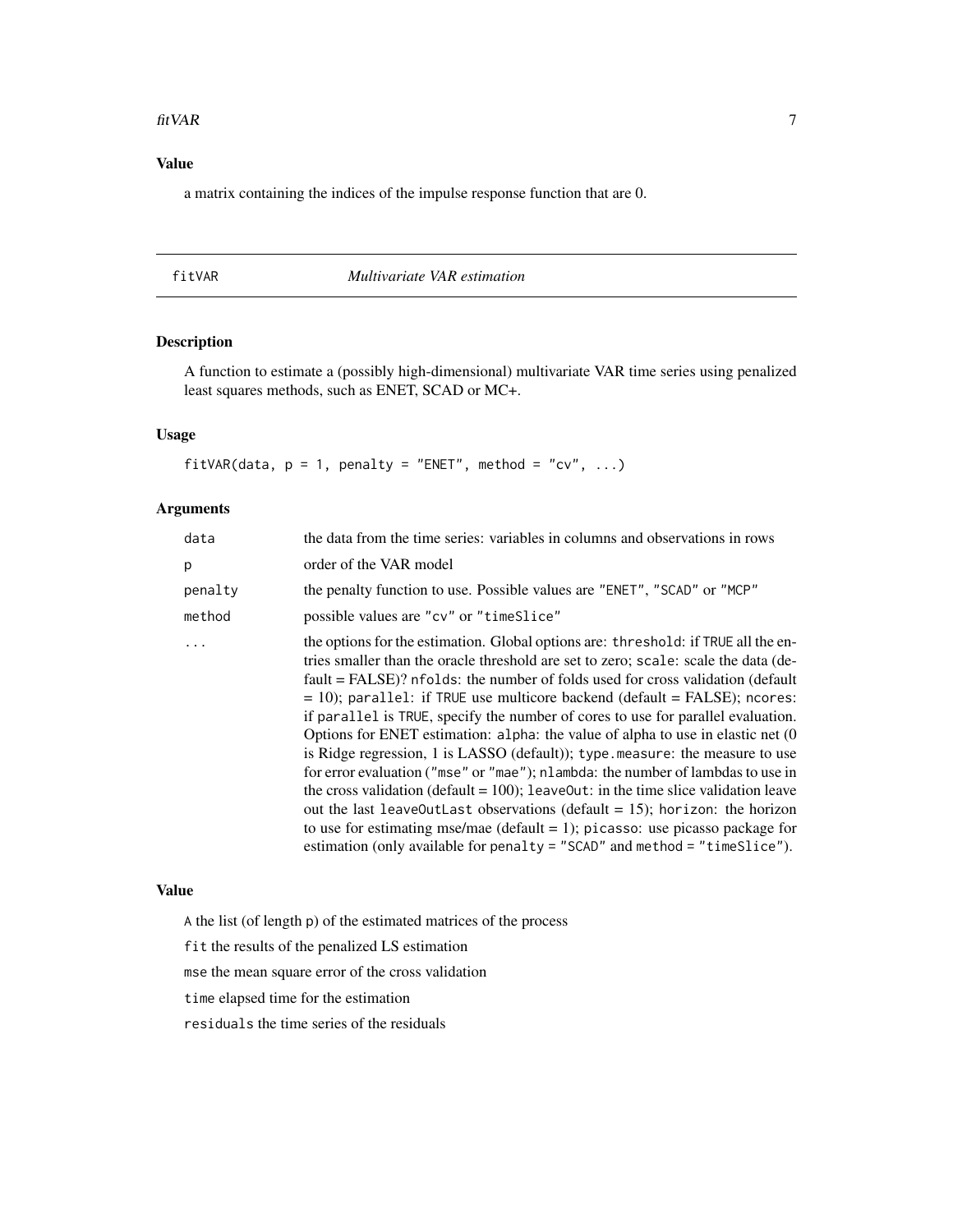## Value

a matrix containing the indices of the impulse response function that are 0.

---

## fitVAR — *Multivariate VAR estimation*

### Description

A function to estimate a (possibly high-dimensional) multivariate VAR time series using penalized least squares methods, such as ENET, SCAD or MC+.

### Usage

```
fitVAR(data, p = 1, penalty = "ENET", method = "cv", ...)
```

### Arguments

| | |
|---|---|
| `data` | the data from the time series: variables in columns and observations in rows |
| `p` | order of the VAR model |
| `penalty` | the penalty function to use. Possible values are `"ENET"`, `"SCAD"` or `"MCP"` |
| `method` | possible values are `"cv"` or `"timeSlice"` |
| `...` | the options for the estimation. Global options are: `threshold`: if `TRUE` all the entries smaller than the oracle threshold are set to zero; `scale`: scale the data (default = FALSE)? `nfolds`: the number of folds used for cross validation (default = 10); `parallel`: if `TRUE` use multicore backend (default = FALSE); `ncores`: if `parallel` is `TRUE`, specify the number of cores to use for parallel evaluation. Options for ENET estimation: `alpha`: the value of alpha to use in elastic net (0 is Ridge regression, 1 is LASSO (default)); `type.measure`: the measure to use for error evaluation (`"mse"` or `"mae"`); `nlambda`: the number of lambdas to use in the cross validation (default = 100); `leaveOut`: in the time slice validation leave out the last `leaveOutLast` observations (default = 15); `horizon`: the horizon to use for estimating mse/mae (default = 1); `picasso`: use picasso package for estimation (only available for `penalty = "SCAD"` and `method = "timeSlice"`). |

### Value

`A` the list (of length `p`) of the estimated matrices of the process

`fit` the results of the penalized LS estimation

`mse` the mean square error of the cross validation

`time` elapsed time for the estimation

`residuals` the time series of the residuals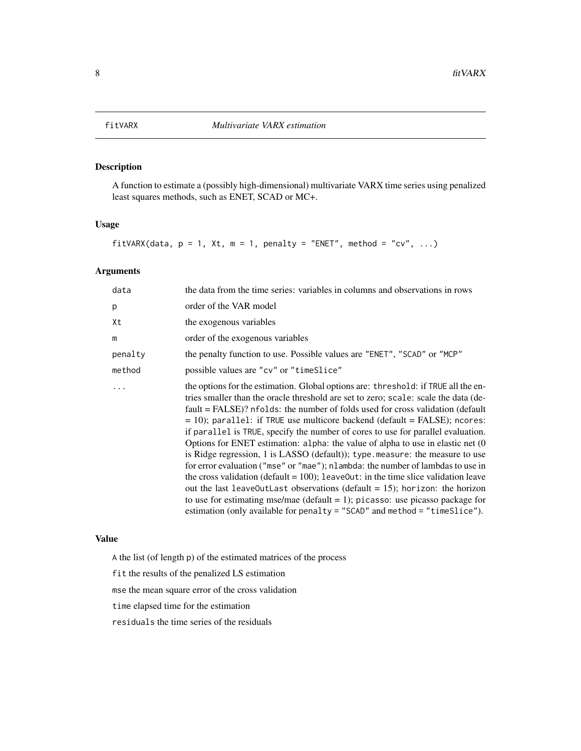## fitVARX — *Multivariate VARX estimation*

### Description

A function to estimate a (possibly high-dimensional) multivariate VARX time series using penalized least squares methods, such as ENET, SCAD or MC+.

### Usage

```
fitVARX(data, p = 1, Xt, m = 1, penalty = "ENET", method = "cv", ...)
```

### Arguments

| | |
|---|---|
| `data` | the data from the time series: variables in columns and observations in rows |
| `p` | order of the VAR model |
| `Xt` | the exogenous variables |
| `m` | order of the exogenous variables |
| `penalty` | the penalty function to use. Possible values are `"ENET"`, `"SCAD"` or `"MCP"` |
| `method` | possible values are `"cv"` or `"timeSlice"` |
| `...` | the options for the estimation. Global options are: `threshold`: if `TRUE` all the entries smaller than the oracle threshold are set to zero; `scale`: scale the data (default = FALSE)? `nfolds`: the number of folds used for cross validation (default = 10); `parallel`: if `TRUE` use multicore backend (default = FALSE); `ncores`: if `parallel` is `TRUE`, specify the number of cores to use for parallel evaluation. Options for ENET estimation: `alpha`: the value of alpha to use in elastic net (0 is Ridge regression, 1 is LASSO (default)); `type.measure`: the measure to use for error evaluation (`"mse"` or `"mae"`); `nlambda`: the number of lambdas to use in the cross validation (default = 100); `leaveOut`: in the time slice validation leave out the last `leaveOutLast` observations (default = 15); `horizon`: the horizon to use for estimating mse/mae (default = 1); `picasso`: use picasso package for estimation (only available for `penalty = "SCAD"` and `method = "timeSlice"`). |

### Value

`A` the list (of length `p`) of the estimated matrices of the process

`fit` the results of the penalized LS estimation

`mse` the mean square error of the cross validation

`time` elapsed time for the estimation

`residuals` the time series of the residuals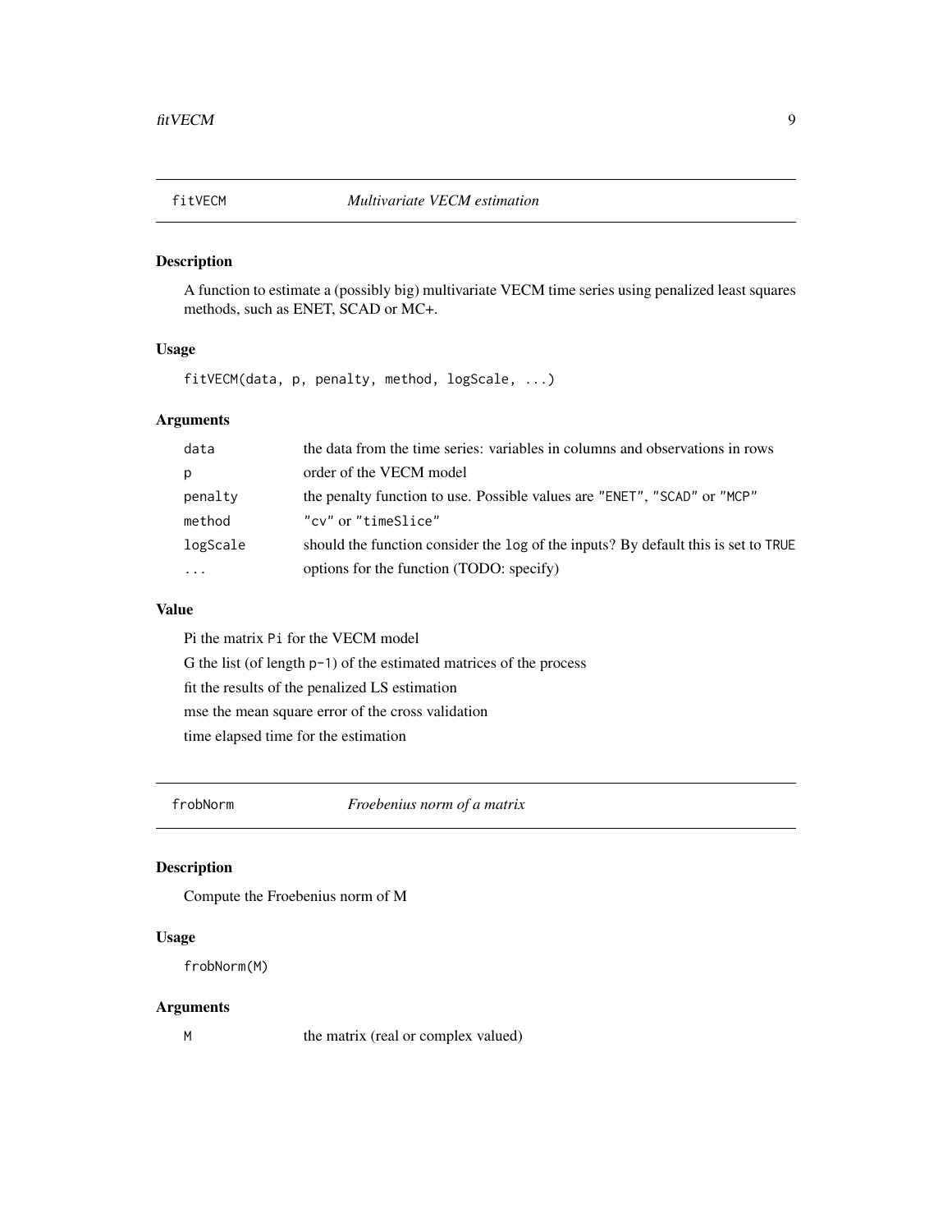## fitVECM — *Multivariate VECM estimation*

### Description

A function to estimate a (possibly big) multivariate VECM time series using penalized least squares methods, such as ENET, SCAD or MC+.

### Usage

```
fitVECM(data, p, penalty, method, logScale, ...)
```

### Arguments

| | |
|---|---|
| `data` | the data from the time series: variables in columns and observations in rows |
| `p` | order of the VECM model |
| `penalty` | the penalty function to use. Possible values are `"ENET"`, `"SCAD"` or `"MCP"` |
| `method` | `"cv"` or `"timeSlice"` |
| `logScale` | should the function consider the `log` of the inputs? By default this is set to `TRUE` |
| `...` | options for the function (TODO: specify) |

### Value

Pi the matrix `Pi` for the VECM model

G the list (of length `p-1`) of the estimated matrices of the process

fit the results of the penalized LS estimation

mse the mean square error of the cross validation

time elapsed time for the estimation

## frobNorm — *Froebenius norm of a matrix*

### Description

Compute the Froebenius norm of M

### Usage

```
frobNorm(M)
```

### Arguments

| | |
|---|---|
| `M` | the matrix (real or complex valued) |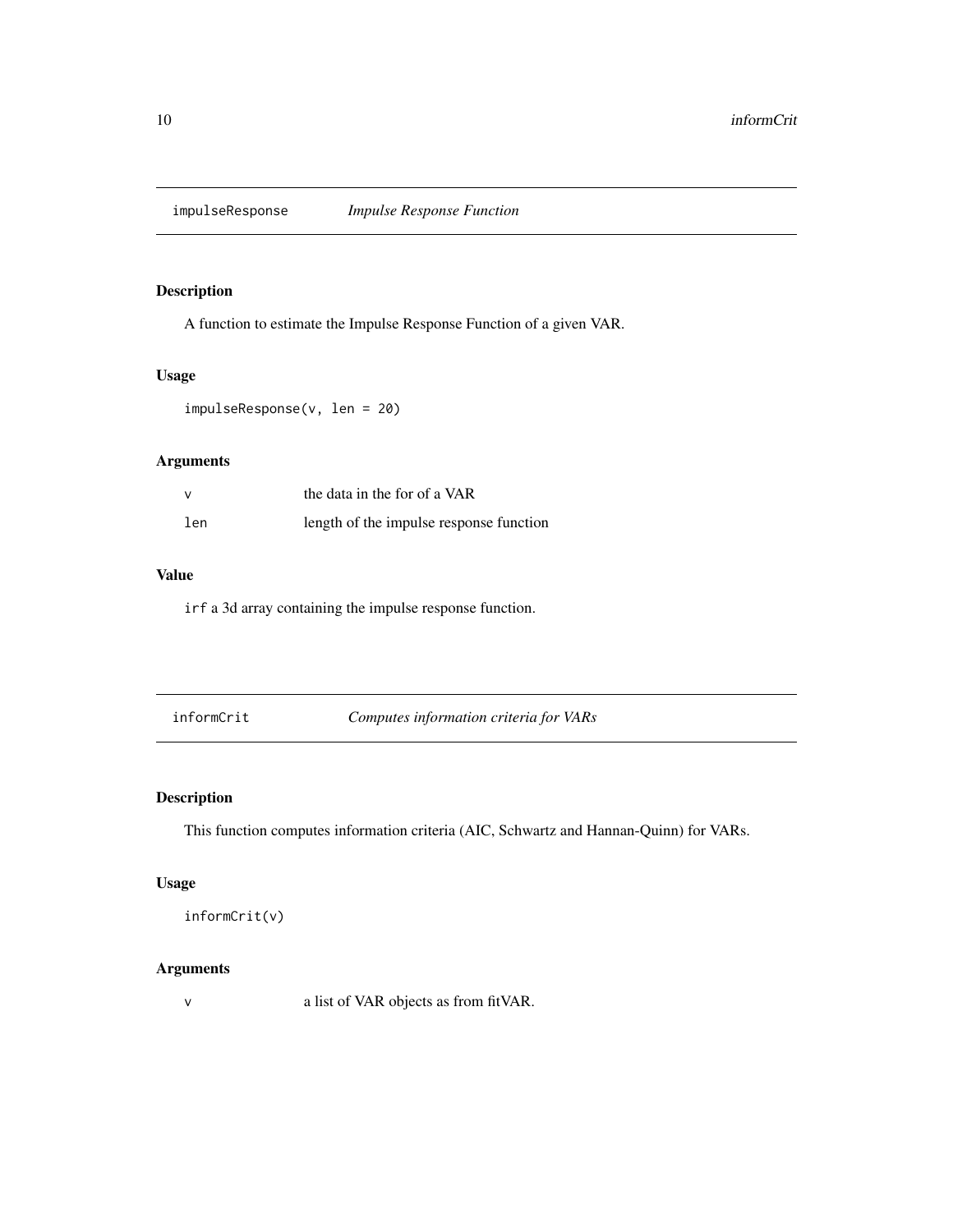## `impulseResponse` *Impulse Response Function*

### Description

A function to estimate the Impulse Response Function of a given VAR.

### Usage

```
impulseResponse(v, len = 20)
```

### Arguments

| | |
|---|---|
| `v` | the data in the for of a VAR |
| `len` | length of the impulse response function |

### Value

`irf` a 3d array containing the impulse response function.

## `informCrit` *Computes information criteria for VARs*

### Description

This function computes information criteria (AIC, Schwartz and Hannan-Quinn) for VARs.

### Usage

```
informCrit(v)
```

### Arguments

| | |
|---|---|
| `v` | a list of VAR objects as from fitVAR. |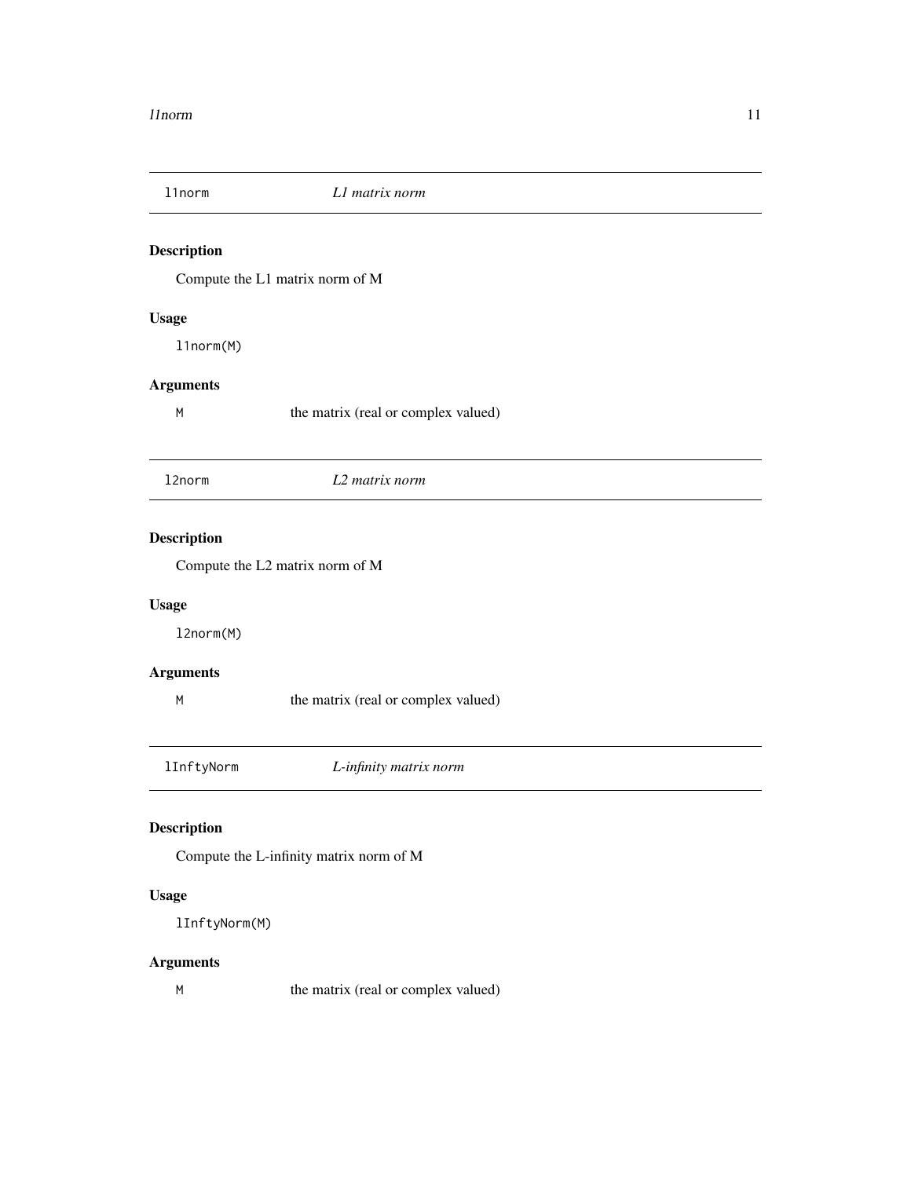## l1norm — *L1 matrix norm*

### Description

Compute the L1 matrix norm of M

### Usage

```
l1norm(M)
```

### Arguments

| | |
|---|---|
| `M` | the matrix (real or complex valued) |

## l2norm — *L2 matrix norm*

### Description

Compute the L2 matrix norm of M

### Usage

```
l2norm(M)
```

### Arguments

| | |
|---|---|
| `M` | the matrix (real or complex valued) |

## lInftyNorm — *L-infinity matrix norm*

### Description

Compute the L-infinity matrix norm of M

### Usage

```
lInftyNorm(M)
```

### Arguments

| | |
|---|---|
| `M` | the matrix (real or complex valued) |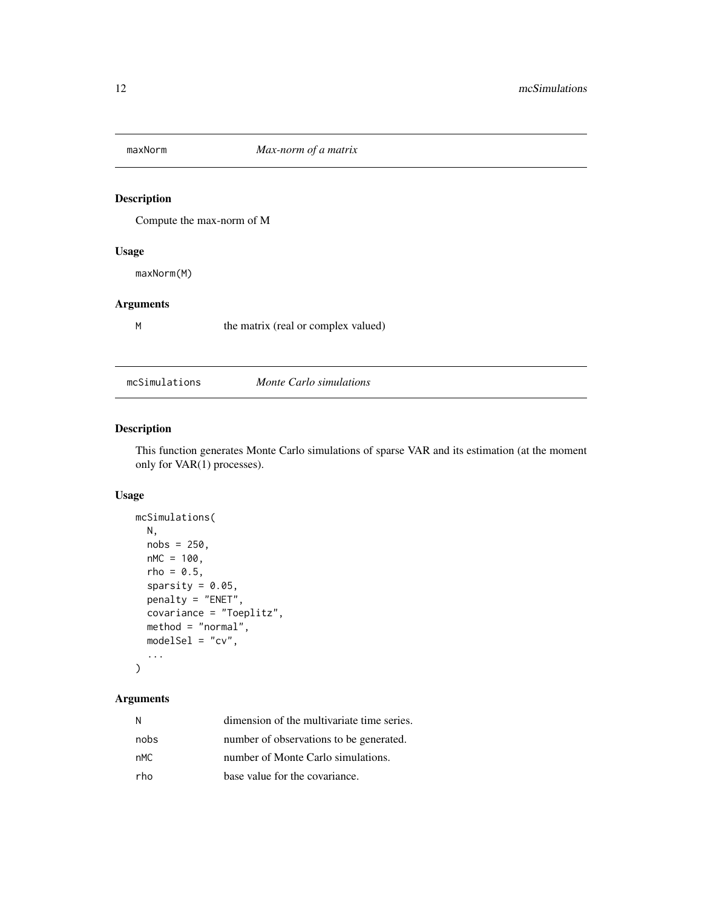## maxNorm *Max-norm of a matrix*

### Description

Compute the max-norm of M

### Usage

```
maxNorm(M)
```

### Arguments

| | |
|---|---|
| M | the matrix (real or complex valued) |

## mcSimulations *Monte Carlo simulations*

### Description

This function generates Monte Carlo simulations of sparse VAR and its estimation (at the moment only for VAR(1) processes).

### Usage

```
mcSimulations(
  N,
  nobs = 250,
  nMC = 100,
  rho = 0.5,
  sparsity = 0.05,
  penalty = "ENET",
  covariance = "Toeplitz",
  method = "normal",
  modelSel = "cv",
  ...
)
```

### Arguments

| | |
|---|---|
| N | dimension of the multivariate time series. |
| nobs | number of observations to be generated. |
| nMC | number of Monte Carlo simulations. |
| rho | base value for the covariance. |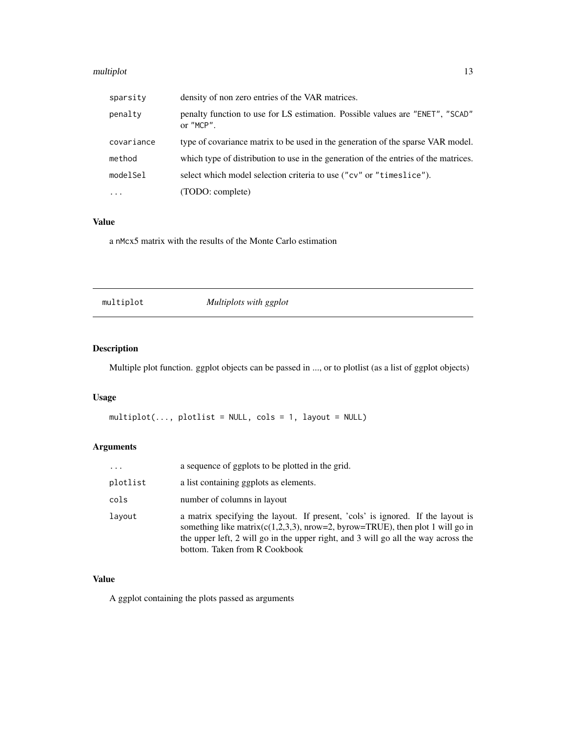| | |
|---|---|
| `sparsity` | density of non zero entries of the VAR matrices. |
| `penalty` | penalty function to use for LS estimation. Possible values are `"ENET"`, `"SCAD"` or `"MCP"`. |
| `covariance` | type of covariance matrix to be used in the generation of the sparse VAR model. |
| `method` | which type of distribution to use in the generation of the entries of the matrices. |
| `modelSel` | select which model selection criteria to use (`"cv"` or `"timeslice"`). |
| `...` | (TODO: complete) |

### Value

a `nMc`x5 matrix with the results of the Monte Carlo estimation

## `multiplot` *Multiplots with ggplot*

### Description

Multiple plot function. ggplot objects can be passed in ..., or to plotlist (as a list of ggplot objects)

### Usage

```
multiplot(..., plotlist = NULL, cols = 1, layout = NULL)
```

### Arguments

| | |
|---|---|
| `...` | a sequence of ggplots to be plotted in the grid. |
| `plotlist` | a list containing ggplots as elements. |
| `cols` | number of columns in layout |
| `layout` | a matrix specifying the layout. If present, 'cols' is ignored. If the layout is something like matrix(c(1,2,3,3), nrow=2, byrow=TRUE), then plot 1 will go in the upper left, 2 will go in the upper right, and 3 will go all the way across the bottom. Taken from R Cookbook |

### Value

A ggplot containing the plots passed as arguments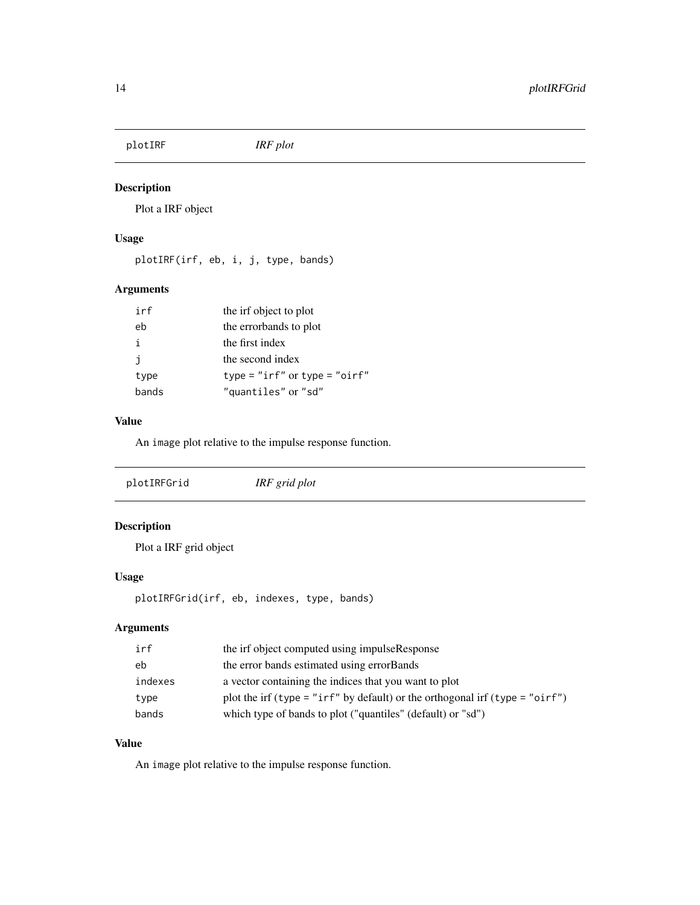## plotIRF — *IRF plot*

### Description

Plot a IRF object

### Usage

```
plotIRF(irf, eb, i, j, type, bands)
```

### Arguments

| | |
|---|---|
| irf | the irf object to plot |
| eb | the errorbands to plot |
| i | the first index |
| j | the second index |
| type | type = "irf" or type = "oirf" |
| bands | "quantiles" or "sd" |

### Value

An image plot relative to the impulse response function.

## plotIRFGrid — *IRF grid plot*

### Description

Plot a IRF grid object

### Usage

```
plotIRFGrid(irf, eb, indexes, type, bands)
```

### Arguments

| | |
|---|---|
| irf | the irf object computed using impulseResponse |
| eb | the error bands estimated using errorBands |
| indexes | a vector containing the indices that you want to plot |
| type | plot the irf (type = "irf" by default) or the orthogonal irf (type = "oirf") |
| bands | which type of bands to plot ("quantiles" (default) or "sd") |

### Value

An image plot relative to the impulse response function.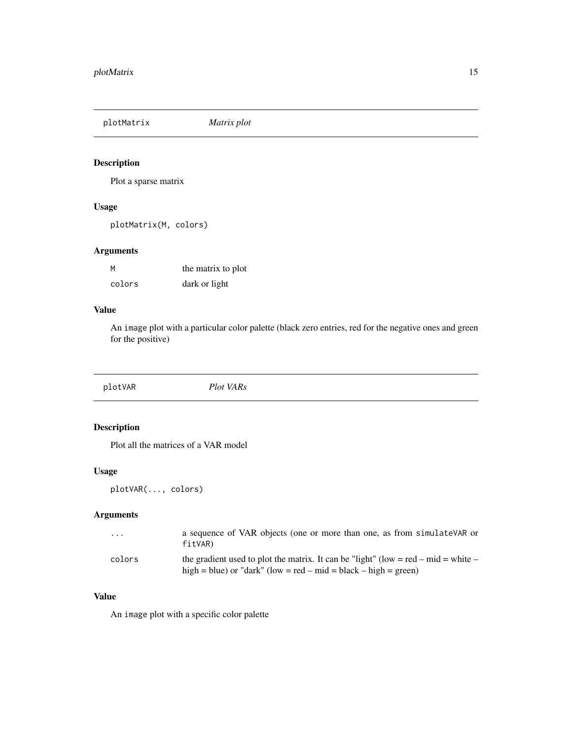## plotMatrix — *Matrix plot*

### Description

Plot a sparse matrix

### Usage

```
plotMatrix(M, colors)
```

### Arguments

| | |
|---|---|
| `M` | the matrix to plot |
| `colors` | dark or light |

### Value

An `image` plot with a particular color palette (black zero entries, red for the negative ones and green for the positive)

## plotVAR — *Plot VARs*

### Description

Plot all the matrices of a VAR model

### Usage

```
plotVAR(..., colors)
```

### Arguments

| | |
|---|---|
| `...` | a sequence of VAR objects (one or more than one, as from `simulateVAR` or `fitVAR`) |
| `colors` | the gradient used to plot the matrix. It can be "light" (low = red – mid = white – high = blue) or "dark" (low = red – mid = black – high = green) |

### Value

An `image` plot with a specific color palette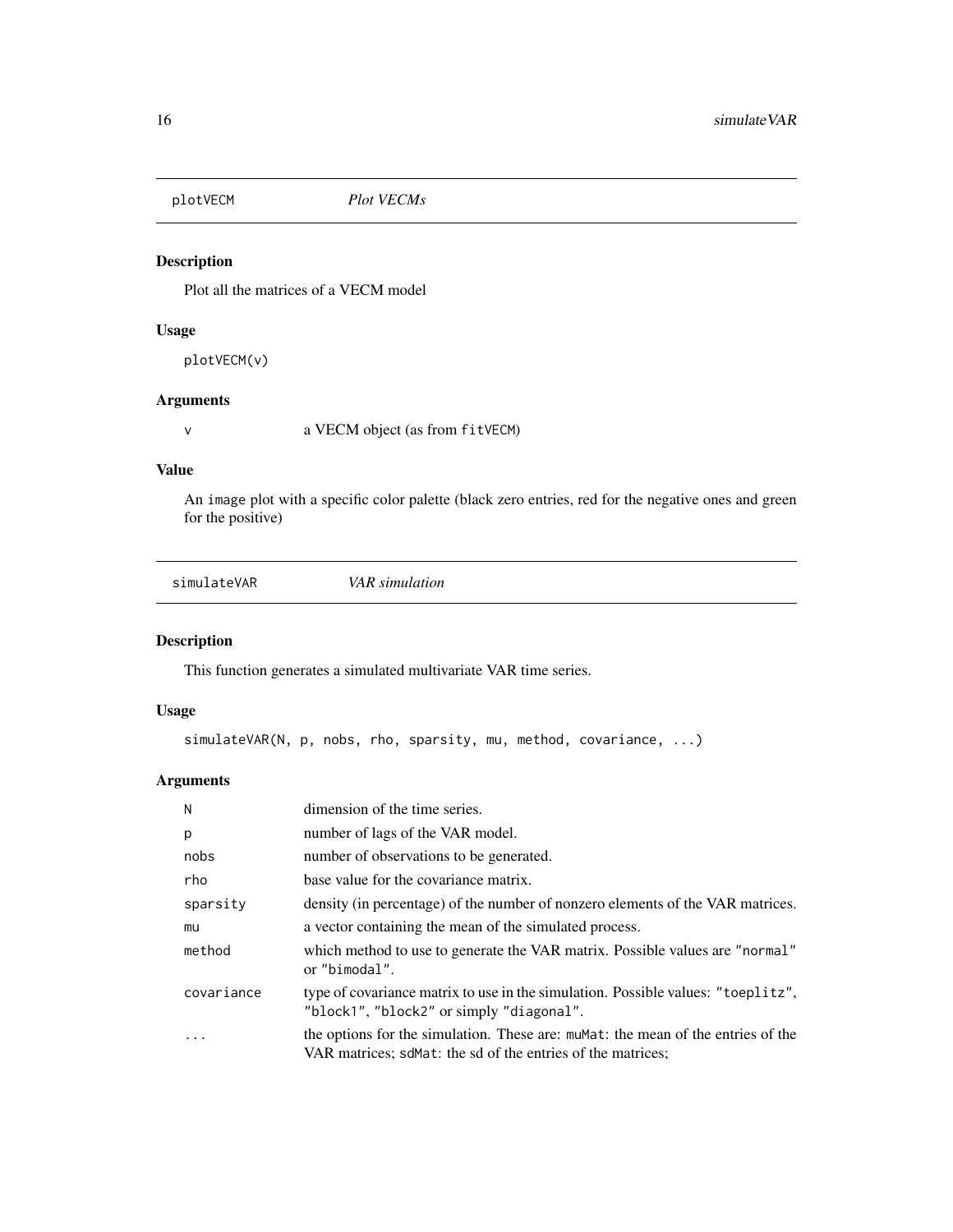## plotVECM *Plot VECMs*

### Description

Plot all the matrices of a VECM model

### Usage

```
plotVECM(v)
```

### Arguments

| | |
|---|---|
| `v` | a VECM object (as from `fitVECM`) |

### Value

An `image` plot with a specific color palette (black zero entries, red for the negative ones and green for the positive)

## simulateVAR *VAR simulation*

### Description

This function generates a simulated multivariate VAR time series.

### Usage

```
simulateVAR(N, p, nobs, rho, sparsity, mu, method, covariance, ...)
```

### Arguments

| | |
|---|---|
| `N` | dimension of the time series. |
| `p` | number of lags of the VAR model. |
| `nobs` | number of observations to be generated. |
| `rho` | base value for the covariance matrix. |
| `sparsity` | density (in percentage) of the number of nonzero elements of the VAR matrices. |
| `mu` | a vector containing the mean of the simulated process. |
| `method` | which method to use to generate the VAR matrix. Possible values are `"normal"` or `"bimodal"`. |
| `covariance` | type of covariance matrix to use in the simulation. Possible values: `"toeplitz"`, `"block1"`, `"block2"` or simply `"diagonal"`. |
| `...` | the options for the simulation. These are: `muMat`: the mean of the entries of the VAR matrices; `sdMat`: the sd of the entries of the matrices; |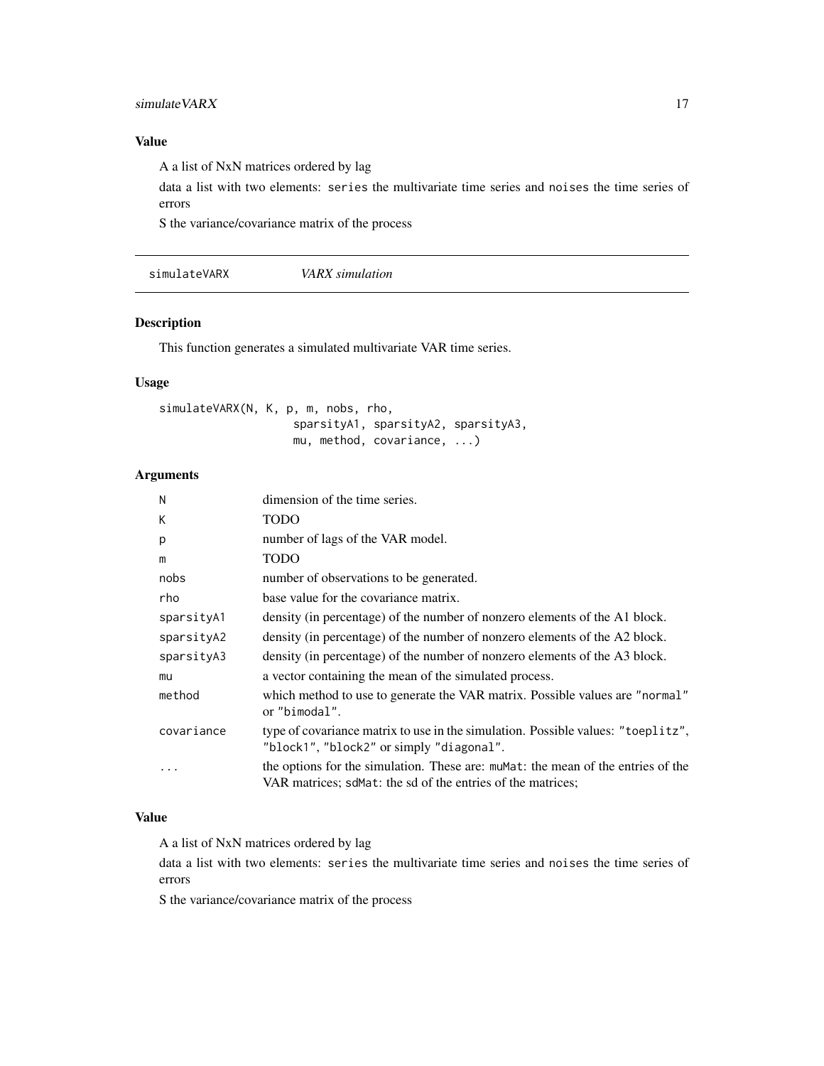### Value

A a list of NxN matrices ordered by lag

data a list with two elements: `series` the multivariate time series and `noises` the time series of errors

S the variance/covariance matrix of the process

## simulateVARX — *VARX simulation*

### Description

This function generates a simulated multivariate VAR time series.

### Usage

```
simulateVARX(N, K, p, m, nobs, rho,
                    sparsityA1, sparsityA2, sparsityA3,
                    mu, method, covariance, ...)
```

### Arguments

| | |
|---|---|
| `N` | dimension of the time series. |
| `K` | TODO |
| `p` | number of lags of the VAR model. |
| `m` | TODO |
| `nobs` | number of observations to be generated. |
| `rho` | base value for the covariance matrix. |
| `sparsityA1` | density (in percentage) of the number of nonzero elements of the A1 block. |
| `sparsityA2` | density (in percentage) of the number of nonzero elements of the A2 block. |
| `sparsityA3` | density (in percentage) of the number of nonzero elements of the A3 block. |
| `mu` | a vector containing the mean of the simulated process. |
| `method` | which method to use to generate the VAR matrix. Possible values are `"normal"` or `"bimodal"`. |
| `covariance` | type of covariance matrix to use in the simulation. Possible values: `"toeplitz"`, `"block1"`, `"block2"` or simply `"diagonal"`. |
| `...` | the options for the simulation. These are: `muMat`: the mean of the entries of the VAR matrices; `sdMat`: the sd of the entries of the matrices; |

### Value

A a list of NxN matrices ordered by lag

data a list with two elements: `series` the multivariate time series and `noises` the time series of errors

S the variance/covariance matrix of the process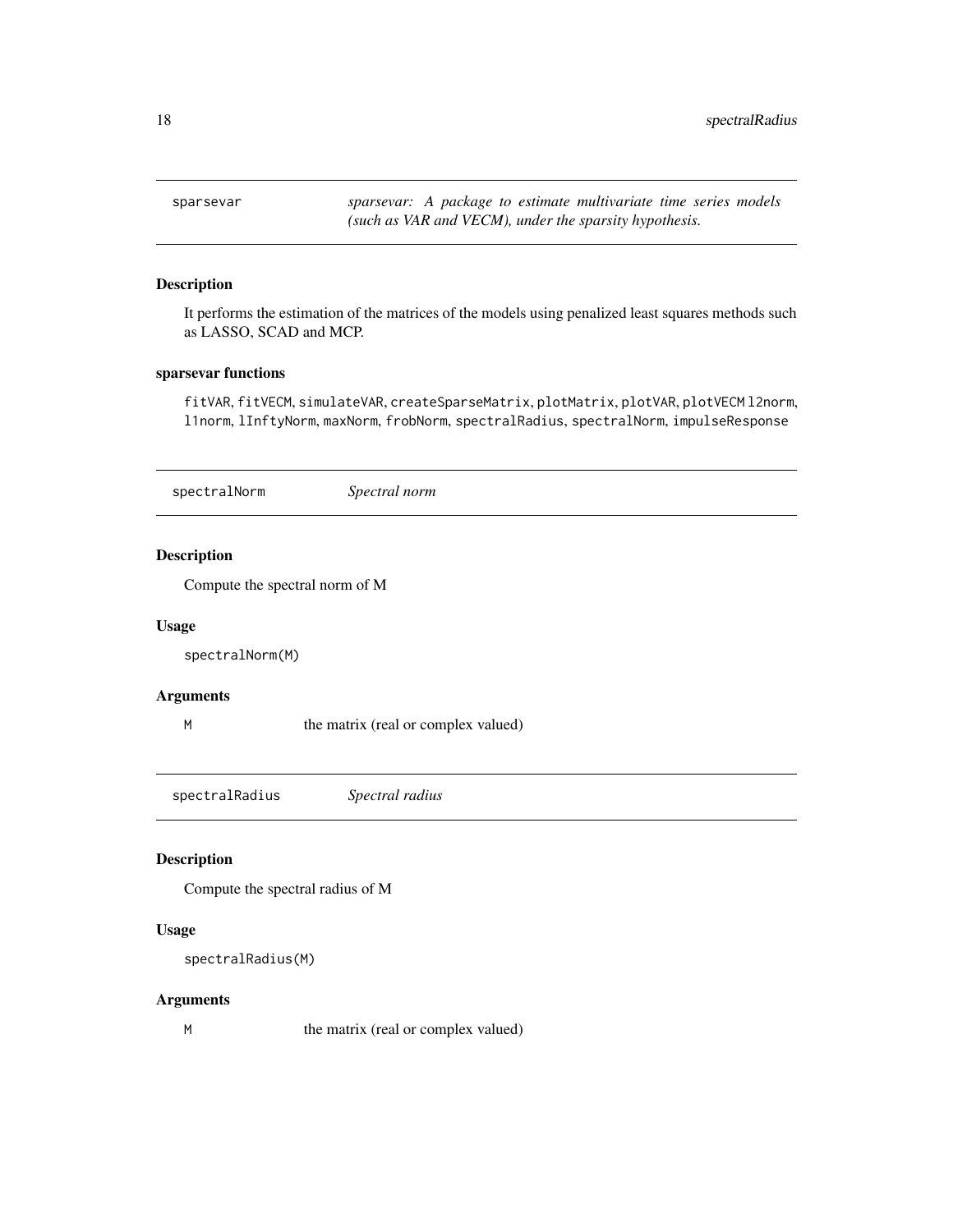## sparsevar — *sparsevar: A package to estimate multivariate time series models (such as VAR and VECM), under the sparsity hypothesis.*

### Description

It performs the estimation of the matrices of the models using penalized least squares methods such as LASSO, SCAD and MCP.

### sparsevar functions

`fitVAR`, `fitVECM`, `simulateVAR`, `createSparseMatrix`, `plotMatrix`, `plotVAR`, `plotVECM` `l2norm`, `l1norm`, `lInftyNorm`, `maxNorm`, `frobNorm`, `spectralRadius`, `spectralNorm`, `impulseResponse`

## spectralNorm — *Spectral norm*

### Description

Compute the spectral norm of M

### Usage

```
spectralNorm(M)
```

### Arguments

| | |
|---|---|
| `M` | the matrix (real or complex valued) |

## spectralRadius — *Spectral radius*

### Description

Compute the spectral radius of M

### Usage

```
spectralRadius(M)
```

### Arguments

| | |
|---|---|
| `M` | the matrix (real or complex valued) |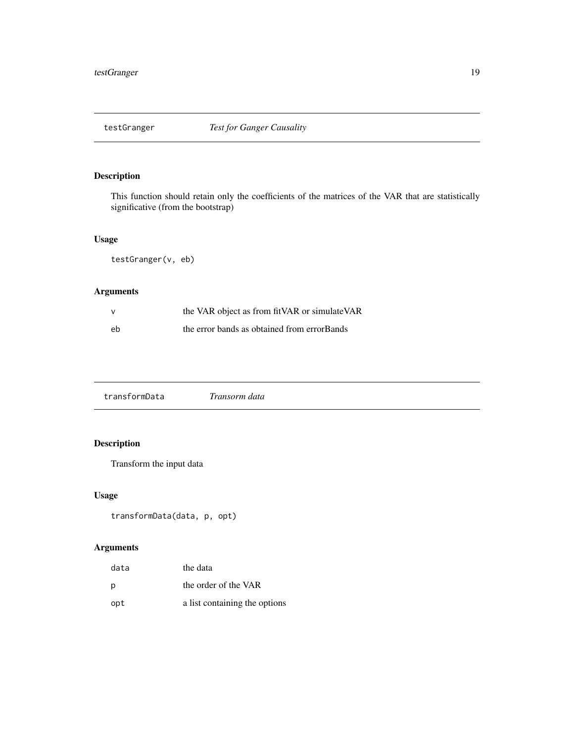## testGranger *Test for Ganger Causality*

### Description

This function should retain only the coefficients of the matrices of the VAR that are statistically significative (from the bootstrap)

### Usage

```
testGranger(v, eb)
```

### Arguments

| | |
|---|---|
| v | the VAR object as from fitVAR or simulateVAR |
| eb | the error bands as obtained from errorBands |

## transformData *Transorm data*

### Description

Transform the input data

### Usage

```
transformData(data, p, opt)
```

### Arguments

| | |
|---|---|
| data | the data |
| p | the order of the VAR |
| opt | a list containing the options |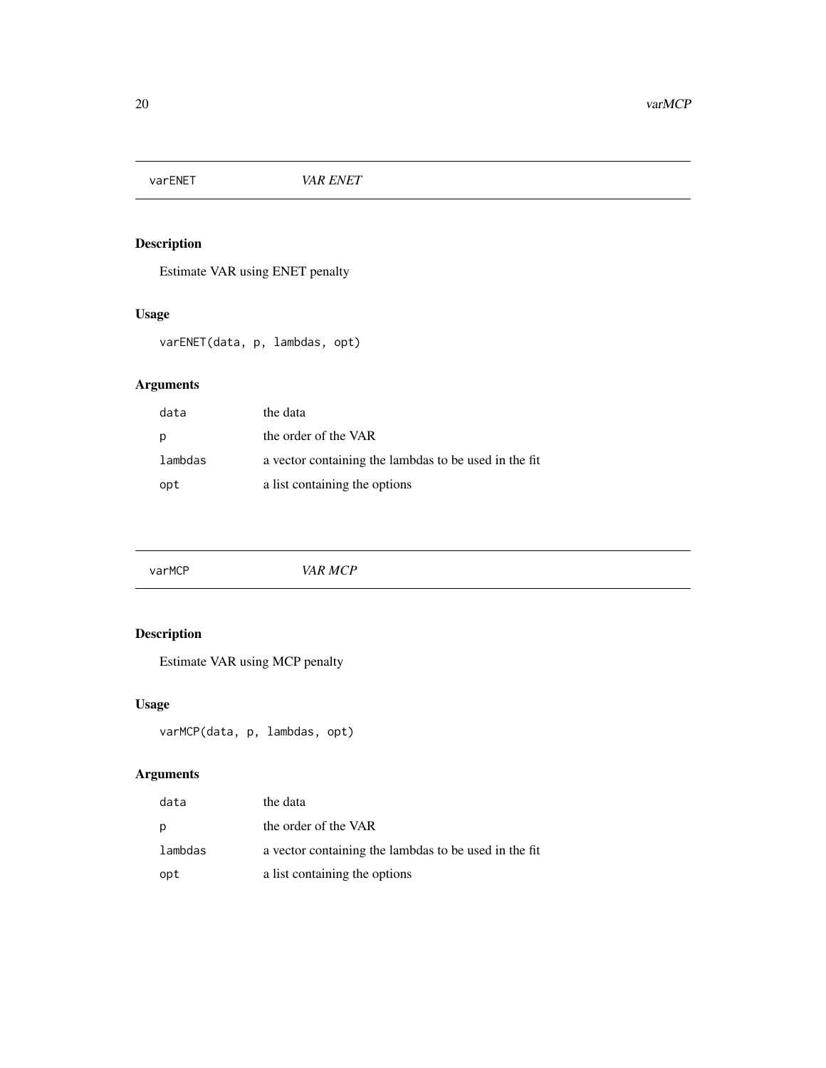## varENET *VAR ENET*

### Description

Estimate VAR using ENET penalty

### Usage

```
varENET(data, p, lambdas, opt)
```

### Arguments

| | |
|---|---|
| data | the data |
| p | the order of the VAR |
| lambdas | a vector containing the lambdas to be used in the fit |
| opt | a list containing the options |

## varMCP *VAR MCP*

### Description

Estimate VAR using MCP penalty

### Usage

```
varMCP(data, p, lambdas, opt)
```

### Arguments

| | |
|---|---|
| data | the data |
| p | the order of the VAR |
| lambdas | a vector containing the lambdas to be used in the fit |
| opt | a list containing the options |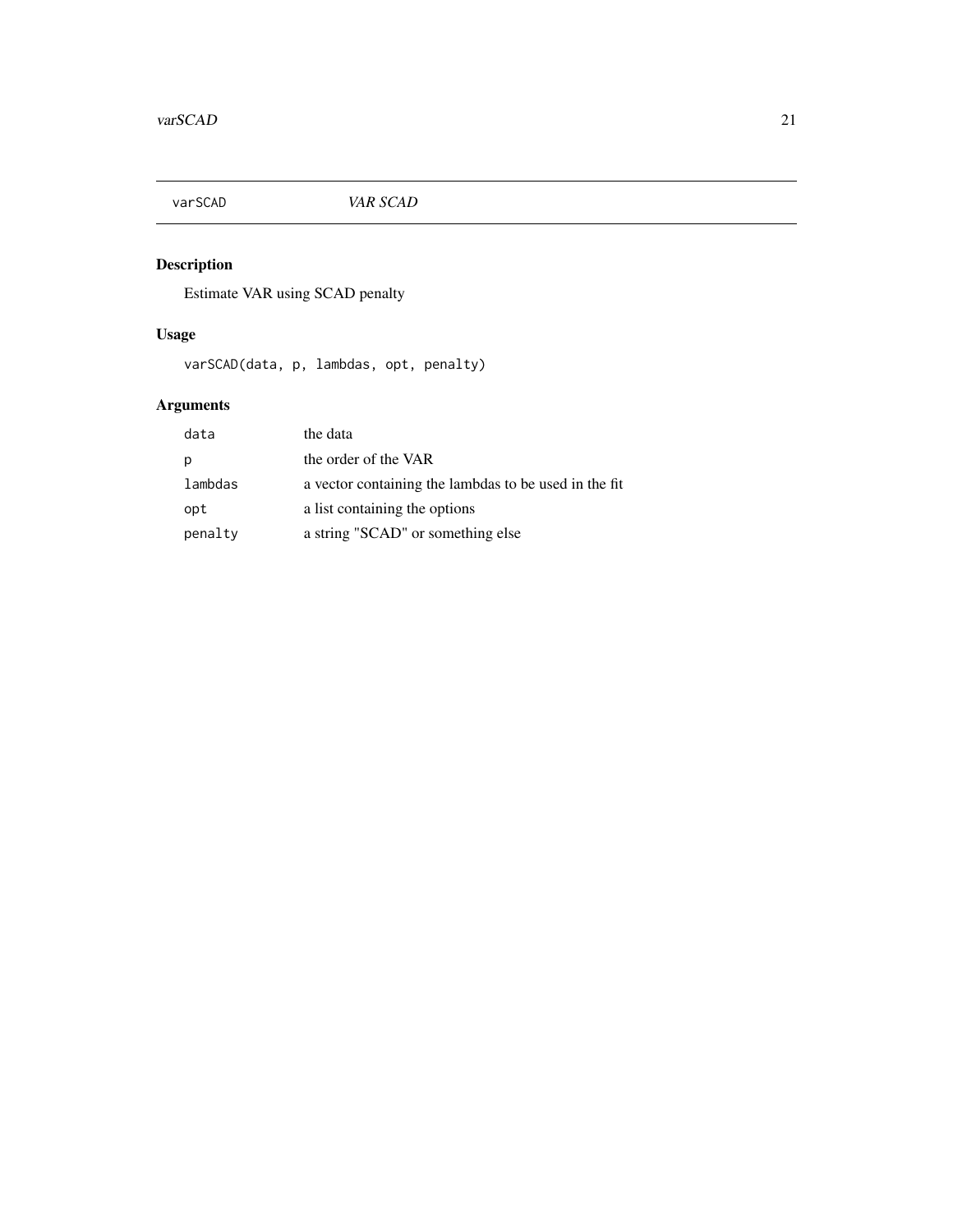varSCAD *VAR SCAD*

## Description

Estimate VAR using SCAD penalty

## Usage

```
varSCAD(data, p, lambdas, opt, penalty)
```

## Arguments

| | |
|---|---|
| data | the data |
| p | the order of the VAR |
| lambdas | a vector containing the lambdas to be used in the fit |
| opt | a list containing the options |
| penalty | a string "SCAD" or something else |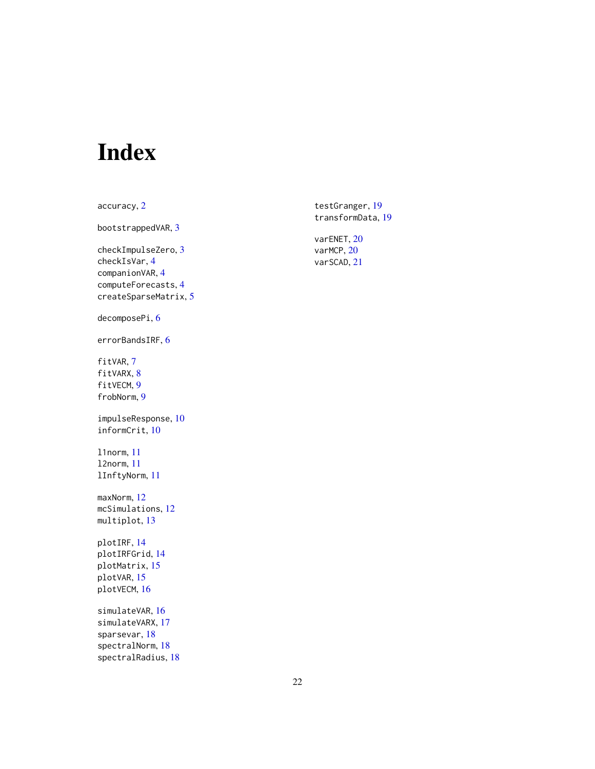# Index

accuracy, 2

bootstrappedVAR, 3

checkImpulseZero, 3
checkIsVar, 4
companionVAR, 4
computeForecasts, 4
createSparseMatrix, 5

decomposePi, 6

errorBandsIRF, 6

fitVAR, 7
fitVARX, 8
fitVECM, 9
frobNorm, 9

impulseResponse, 10
informCrit, 10

l1norm, 11
l2norm, 11
lInftyNorm, 11

maxNorm, 12
mcSimulations, 12
multiplot, 13

plotIRF, 14
plotIRFGrid, 14
plotMatrix, 15
plotVAR, 15
plotVECM, 16

simulateVAR, 16
simulateVARX, 17
sparsevar, 18
spectralNorm, 18
spectralRadius, 18

testGranger, 19
transformData, 19

varENET, 20
varMCP, 20
varSCAD, 21